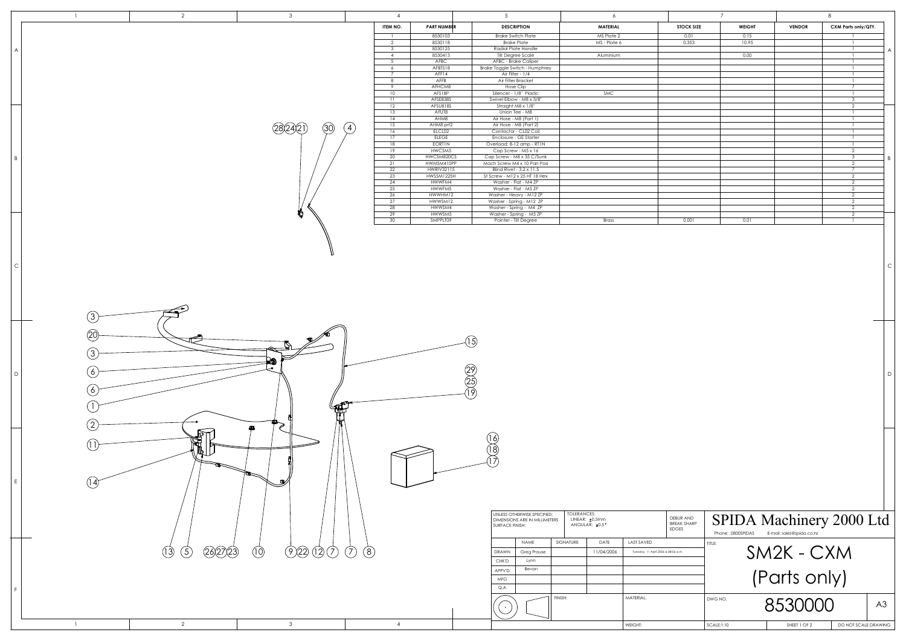| ITEM NO. | PART NUMBER | DESCRIPTION | MATERIAL | STOCK SIZE | WEIGHT | VENDOR | CXM Parts only/QTY. |
|---|---|---|---|---|---|---|---|
| 1 | 8530103 | Brake Switch Plate | MS Plate 2 | 0.01 | 0.15 | | 1 |
| 2 | 8530118 | Brake Plate | MS - Plate 6 | 0.353 | 10.95 | | 1 |
| 3 | 8530125 | Radial Plate Handle | | | | | 1 |
| 4 | 8530413 | Tilt Degree Scale | Aluminium | | 0.00 | | 1 |
| 5 | AFBC | AFBC - Brake Caliper | | | | | 1 |
| 6 | AFBTS18 | Brake Toggle Switch - Humphrey | | | | | 1 |
| 7 | AFF14 | Air Filter - 1/4 | | | | | 1 |
| 8 | AFFB | Air Filter Bracket | | | | | 1 |
| 9 | AFHCM8 | Hose Clip | | | | | 7 |
| 10 | AFS18P | Silencer - 1/8" Plastic | SMC | | | | 1 |
| 11 | AFSE838S | Swivel Elbow - M8 x 3/8" | | | | | 3 |
| 12 | AFSU818S | Straight M8 x 1/8" | | | | | 2 |
| 13 | AFUT8 | Union Tee - M8 | | | | | 1 |
| 14 | AHM8 | Air Hose - M8 (Part 1) | | | | | 1 |
| 15 | AHM8 prt2 | Air Hose - M8 (Part 2) | | | | | 1 |
| 16 | ELCL02 | Contactor - CL02 Coil | | | | | 1 |
| 17 | ELEGE | Enclosure - GE Starter | | | | | 1 |
| 18 | EORT1N | Overload: 8-12 amp - RT1N | | | | | 1 |
| 19 | HWCSM5 | Cap Screw - M5 x 16 | | | | | 2 |
| 20 | HWCSM820CS | Cap Screw - M8 x 35 C/Sunk | | | | | 3 |
| 21 | HWMSM410PP | Mach Screw M4 x 10 Pan Posi | | | | | 2 |
| 22 | HWRIV32115 | Blind Rivet - 3.2 x 11.5 | | | | | 7 |
| 23 | HWSSM1225H | St Screw - M12 x 25 HT 18 Hex | | | | | 2 |
| 24 | HWWFM4 | Washer - Flat - M4 ZP | | | | | 2 |
| 25 | HWWFM5 | Washer - Flat - M5 ZP | | | | | 2 |
| 26 | HWWHM12 | Washer - Heavy - M12 ZP | | | | | 2 |
| 27 | HWWSM12 | Washer - Spring - M12 ZP | | | | | 2 |
| 28 | HWWSM4 | Washer - Spring - M4 ZP | | | | | 2 |
| 29 | HWWSM5 | Washer - Spring - M5 ZP | | | | | 2 |
| 30 | SMPPLT09 | Pointer - Tilt Degree | Brass | 0.001 | 0.01 | | 1 |

UNLESS OTHERWISE SPECIFIED: DIMENSIONS ARE IN MILLIMETERS SURFACE FINISH:

TOLERANCES: LINEAR: ±0.5mm ANGULAR: ±0.5°

DEBUR AND BREAK SHARP EDGES

**SPIDA Machinery 2000 Ltd**

Phone: 0800SPIDAS E-mail: sales@spida.co.nz

| | NAME | SIGNATURE | DATE | LAST SAVED |
|---|---|---|---|---|
| DRAWN | Greg Prouse | | 11/04/2006 | Tuesday, 11 April 2006 6:38:06 a.m. |
| CHK'D | Lynn | | | |
| APPV'D | Bevan | | | |
| MFG | | | | |
| Q.A | | | | |

FINISH:

MATERIAL:

WEIGHT:

TITLE: SM2K - CXM (Parts only)

DWG NO. 8530000 A3

SCALE:1:10 SHEET 1 OF 2 DO NOT SCALE DRAWING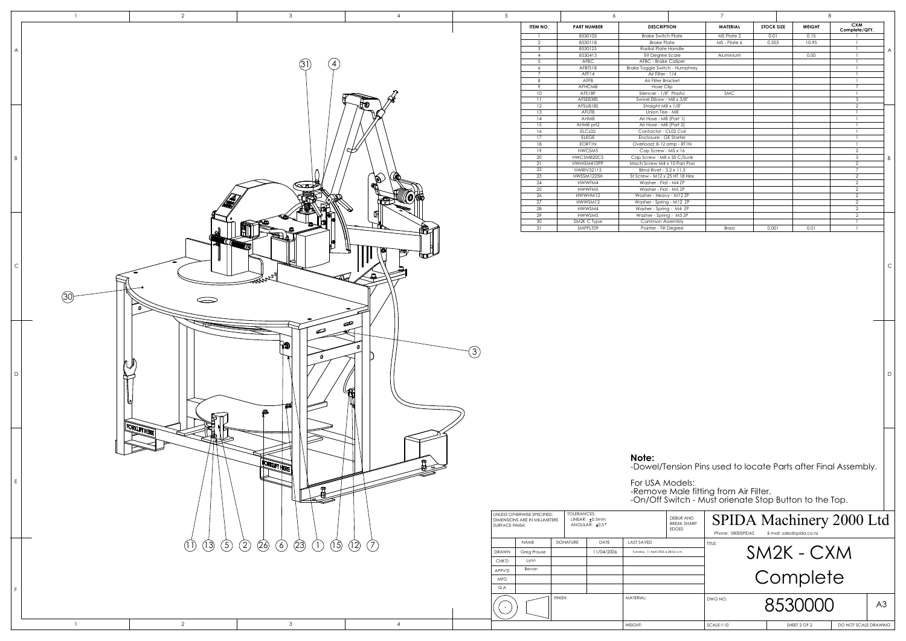| ITEM NO. | PART NUMBER | DESCRIPTION | MATERIAL | STOCK SIZE | WEIGHT | CXM Complete/QTY. |
|---|---|---|---|---|---|---|
| 1 | 8530103 | Brake Switch Plate | MS Plate 2 | 0.01 | 0.15 | 1 |
| 2 | 8530118 | Brake Plate | MS - Plate 6 | 0.353 | 10.95 | 1 |
| 3 | 8530125 | Radial Plate Handle | | | | 1 |
| 4 | 8530413 | Tilt Degree Scale | Aluminium | | 0.00 | 1 |
| 5 | AFBC | AFBC - Brake Caliper | | | | 1 |
| 6 | AFBTS18 | Brake Toggle Switch - Humphrey | | | | 1 |
| 7 | AFF14 | Air Filter - 1/4 | | | | 1 |
| 8 | AFFB | Air Filter Bracket | | | | 1 |
| 9 | AFHCM8 | Hose Clip | | | | 7 |
| 10 | AFS18P | Silencer - 1/8" Plastic | SMC | | | 1 |
| 11 | AFSE838S | Swivel Elbow - M8 x 3/8" | | | | 3 |
| 12 | AFSU818S | Straight M8 x 1/8" | | | | 2 |
| 13 | AFUT8 | Union Tee - M8 | | | | 1 |
| 14 | AHM8 | Air Hose - M8 (Part 1) | | | | 1 |
| 15 | AHM8 prt2 | Air Hose - M8 (Part 2) | | | | 1 |
| 16 | ELCL02 | Contactor - CL02 Coil | | | | 1 |
| 17 | ELEGE | Enclosure - GE Starter | | | | 1 |
| 18 | EORT1N | Overload: 8-12 amp - RT1N | | | | 1 |
| 19 | HWCSM5 | Cap Screw - M5 x 16 | | | | 2 |
| 20 | HWCSM820CS | Cap Screw - M8 x 35 C/Sunk | | | | 3 |
| 21 | HWMSM410PP | Mach Screw M4 x 10 Pan Posi | | | | 2 |
| 22 | HWRIV32115 | Blind Rivet - 3.2 x 11.5 | | | | 7 |
| 23 | HWSSM1225H | St Screw - M12 x 25 HT 18 Hex | | | | 2 |
| 24 | HWWFM4 | Washer - Flat - M4 ZP | | | | 2 |
| 25 | HWWFM5 | Washer - Flat - M5 ZP | | | | 2 |
| 26 | HWWHM12 | Washer - Heavy - M12 ZP | | | | 2 |
| 27 | HWWSM12 | Washer - Spring - M12 ZP | | | | 2 |
| 28 | HWWSM4 | Washer - Spring - M4 ZP | | | | 2 |
| 29 | HWWSM5 | Washer - Spring - M5 ZP | | | | 2 |
| 30 | SM2K C Type | Common Assembly | | | | 1 |
| 31 | SMPPLT09 | Pointer - Tilt Degree | Brass | 0.001 | 0.01 | 1 |

**Note:**
-Dowel/Tension Pins used to locate Parts after Final Assembly.

For USA Models:
-Remove Male fitting from Air Filter.
-On/Off Switch - Must orienate Stop Button to the Top.

UNLESS OTHERWISE SPECIFIED: DIMENSIONS ARE IN MILLIMETERS SURFACE FINISH:

TOLERANCES: LINEAR: ±0.5mm ANGULAR: ±0.5°

DEBUR AND BREAK SHARP EDGES

| | NAME | SIGNATURE | DATE | LAST SAVED |
|---|---|---|---|---|
| DRAWN | Greg Prouse | | 11/04/2006 | Tuesday, 11 April 2006 6:38:06 a.m. |
| CHK'D | Lynn | | | |
| APPV'D | Bevan | | | |
| MFG | | | | |
| Q.A | | | | |

FINISH:

MATERIAL:

WEIGHT:

# SPIDA Machinery 2000 Ltd

Phone: 0800SPIDAS E-mail: sales@spida.co.nz

TITLE: SM2K - CXM Complete

DWG NO. 8530000 A3

SCALE:1:10 SHEET 2 OF 2 DO NOT SCALE DRAWING

30 31 4 3 11 13 5 2 26 6 23 1 15 12 7

FORKLIFT HERE

FORKLIFT HERE